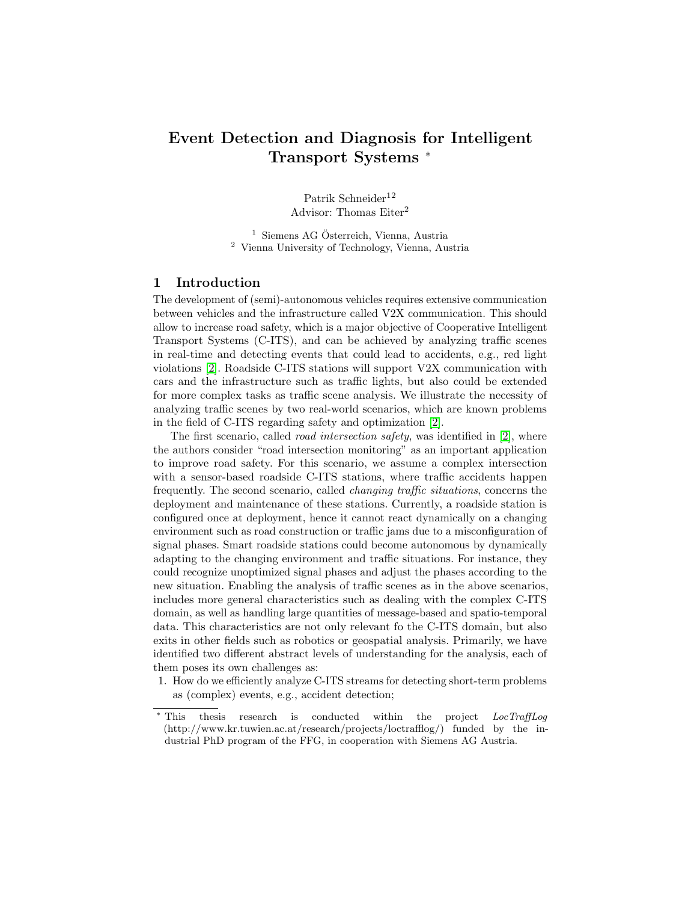# Event Detection and Diagnosis for Intelligent Transport Systems *

Patrik Schneider[1,2]
Advisor: Thomas Eiter[2]

[1] Siemens AG Österreich, Vienna, Austria
[2] Vienna University of Technology, Vienna, Austria

## 1 Introduction

The development of (semi)-autonomous vehicles requires extensive communication between vehicles and the infrastructure called V2X communication. This should allow to increase road safety, which is a major objective of Cooperative Intelligent Transport Systems (C-ITS), and can be achieved by analyzing traffic scenes in real-time and detecting events that could lead to accidents, e.g., red light violations [2]. Roadside C-ITS stations will support V2X communication with cars and the infrastructure such as traffic lights, but also could be extended for more complex tasks as traffic scene analysis. We illustrate the necessity of analyzing traffic scenes by two real-world scenarios, which are known problems in the field of C-ITS regarding safety and optimization [2].

The first scenario, called *road intersection safety*, was identified in [2], where the authors consider "road intersection monitoring" as an important application to improve road safety. For this scenario, we assume a complex intersection with a sensor-based roadside C-ITS stations, where traffic accidents happen frequently. The second scenario, called *changing traffic situations*, concerns the deployment and maintenance of these stations. Currently, a roadside station is configured once at deployment, hence it cannot react dynamically on a changing environment such as road construction or traffic jams due to a misconfiguration of signal phases. Smart roadside stations could become autonomous by dynamically adapting to the changing environment and traffic situations. For instance, they could recognize unoptimized signal phases and adjust the phases according to the new situation. Enabling the analysis of traffic scenes as in the above scenarios, includes more general characteristics such as dealing with the complex C-ITS domain, as well as handling large quantities of message-based and spatio-temporal data. This characteristics are not only relevant fo the C-ITS domain, but also exits in other fields such as robotics or geospatial analysis. Primarily, we have identified two different abstract levels of understanding for the analysis, each of them poses its own challenges as:

1. How do we efficiently analyze C-ITS streams for detecting short-term problems as (complex) events, e.g., accident detection;

---

* This thesis research is conducted within the project *LocTraffLog* (http://www.kr.tuwien.ac.at/research/projects/loctrafflog/) funded by the industrial PhD program of the FFG, in cooperation with Siemens AG Austria.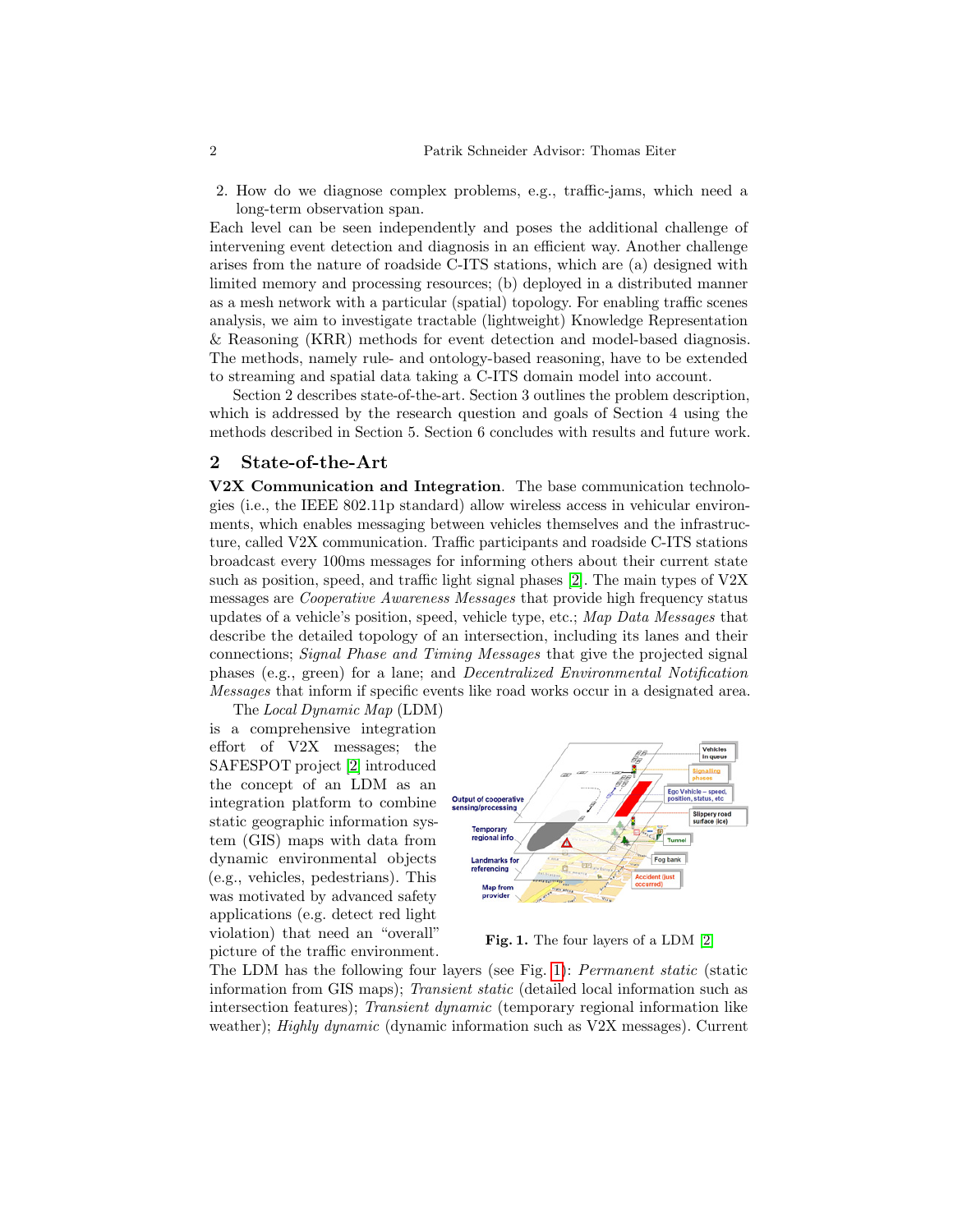2. How do we diagnose complex problems, e.g., traffic-jams, which need a long-term observation span.

Each level can be seen independently and poses the additional challenge of intervening event detection and diagnosis in an efficient way. Another challenge arises from the nature of roadside C-ITS stations, which are (a) designed with limited memory and processing resources; (b) deployed in a distributed manner as a mesh network with a particular (spatial) topology. For enabling traffic scenes analysis, we aim to investigate tractable (lightweight) Knowledge Representation & Reasoning (KRR) methods for event detection and model-based diagnosis. The methods, namely rule- and ontology-based reasoning, have to be extended to streaming and spatial data taking a C-ITS domain model into account.

Section 2 describes state-of-the-art. Section 3 outlines the problem description, which is addressed by the research question and goals of Section 4 using the methods described in Section 5. Section 6 concludes with results and future work.

## 2 State-of-the-Art

**V2X Communication and Integration**. The base communication technologies (i.e., the IEEE 802.11p standard) allow wireless access in vehicular environments, which enables messaging between vehicles themselves and the infrastructure, called V2X communication. Traffic participants and roadside C-ITS stations broadcast every 100ms messages for informing others about their current state such as position, speed, and traffic light signal phases [2]. The main types of V2X messages are *Cooperative Awareness Messages* that provide high frequency status updates of a vehicle's position, speed, vehicle type, etc.; *Map Data Messages* that describe the detailed topology of an intersection, including its lanes and their connections; *Signal Phase and Timing Messages* that give the projected signal phases (e.g., green) for a lane; and *Decentralized Environmental Notification Messages* that inform if specific events like road works occur in a designated area.

The *Local Dynamic Map* (LDM) is a comprehensive integration effort of V2X messages; the SAFESPOT project [2] introduced the concept of an LDM as an integration platform to combine static geographic information system (GIS) maps with data from dynamic environmental objects (e.g., vehicles, pedestrians). This was motivated by advanced safety applications (e.g. detect red light violation) that need an "overall" picture of the traffic environment.

**Fig. 1.** The four layers of a LDM [2]

The LDM has the following four layers (see Fig. 1): *Permanent static* (static information from GIS maps); *Transient static* (detailed local information such as intersection features); *Transient dynamic* (temporary regional information like weather); *Highly dynamic* (dynamic information such as V2X messages). Current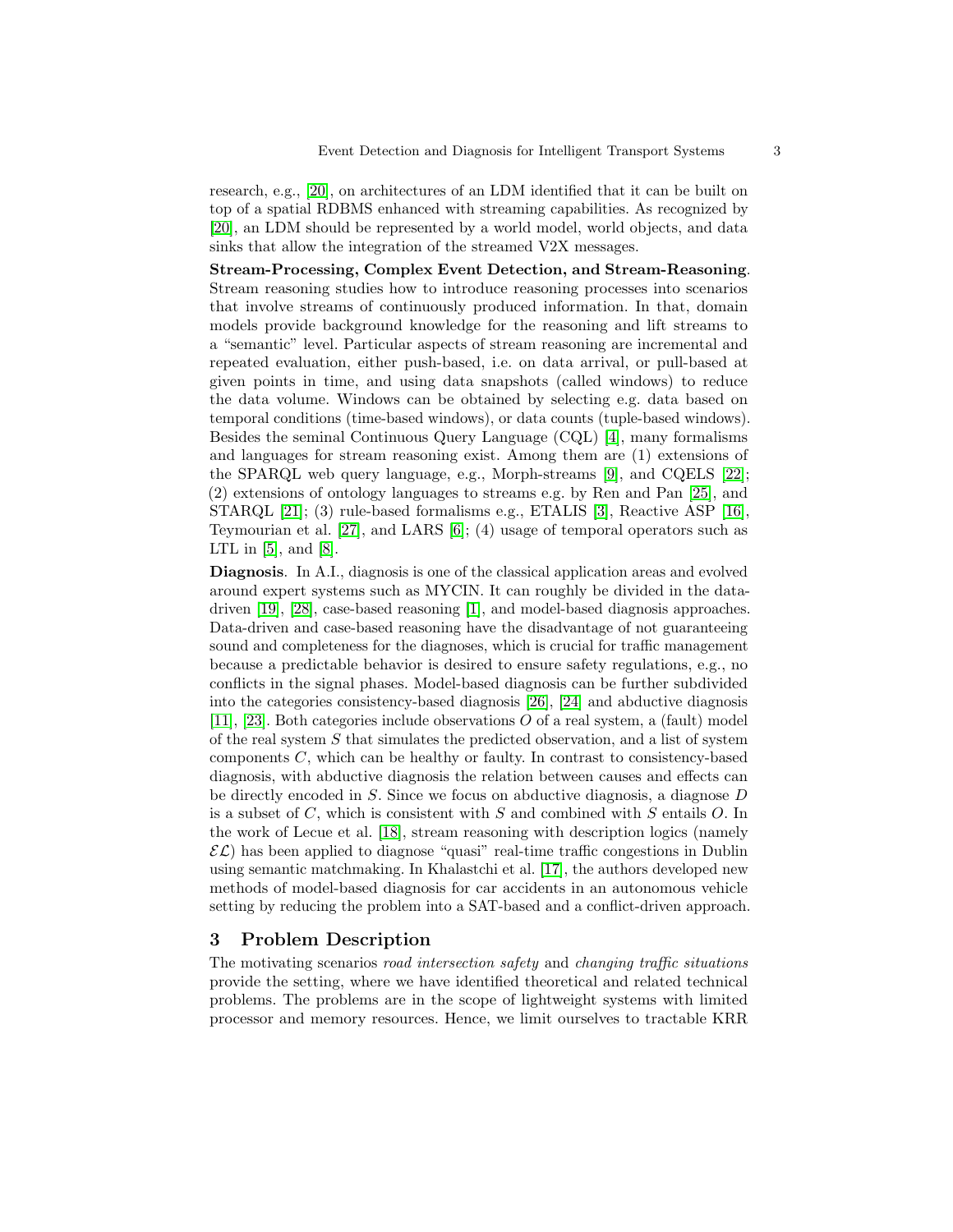research, e.g., [20], on architectures of an LDM identified that it can be built on top of a spatial RDBMS enhanced with streaming capabilities. As recognized by [20], an LDM should be represented by a world model, world objects, and data sinks that allow the integration of the streamed V2X messages.

**Stream-Processing, Complex Event Detection, and Stream-Reasoning**. Stream reasoning studies how to introduce reasoning processes into scenarios that involve streams of continuously produced information. In that, domain models provide background knowledge for the reasoning and lift streams to a "semantic" level. Particular aspects of stream reasoning are incremental and repeated evaluation, either push-based, i.e. on data arrival, or pull-based at given points in time, and using data snapshots (called windows) to reduce the data volume. Windows can be obtained by selecting e.g. data based on temporal conditions (time-based windows), or data counts (tuple-based windows). Besides the seminal Continuous Query Language (CQL) [4], many formalisms and languages for stream reasoning exist. Among them are (1) extensions of the SPARQL web query language, e.g., Morph-streams [9], and CQELS [22]; (2) extensions of ontology languages to streams e.g. by Ren and Pan [25], and STARQL [21]; (3) rule-based formalisms e.g., ETALIS [3], Reactive ASP [16], Teymourian et al. [27], and LARS [6]; (4) usage of temporal operators such as LTL in [5], and [8].

**Diagnosis**. In A.I., diagnosis is one of the classical application areas and evolved around expert systems such as MYCIN. It can roughly be divided in the data-driven [19], [28], case-based reasoning [1], and model-based diagnosis approaches. Data-driven and case-based reasoning have the disadvantage of not guaranteeing sound and completeness for the diagnoses, which is crucial for traffic management because a predictable behavior is desired to ensure safety regulations, e.g., no conflicts in the signal phases. Model-based diagnosis can be further subdivided into the categories consistency-based diagnosis [26], [24] and abductive diagnosis [11], [23]. Both categories include observations $O$ of a real system, a (fault) model of the real system $S$ that simulates the predicted observation, and a list of system components $C$, which can be healthy or faulty. In contrast to consistency-based diagnosis, with abductive diagnosis the relation between causes and effects can be directly encoded in $S$. Since we focus on abductive diagnosis, a diagnose $D$ is a subset of $C$, which is consistent with $S$ and combined with $S$ entails $O$. In the work of Lecue et al. [18], stream reasoning with description logics (namely $\mathcal{EL}$) has been applied to diagnose "quasi" real-time traffic congestions in Dublin using semantic matchmaking. In Khalastchi et al. [17], the authors developed new methods of model-based diagnosis for car accidents in an autonomous vehicle setting by reducing the problem into a SAT-based and a conflict-driven approach.

## 3 Problem Description

The motivating scenarios *road intersection safety* and *changing traffic situations* provide the setting, where we have identified theoretical and related technical problems. The problems are in the scope of lightweight systems with limited processor and memory resources. Hence, we limit ourselves to tractable KRR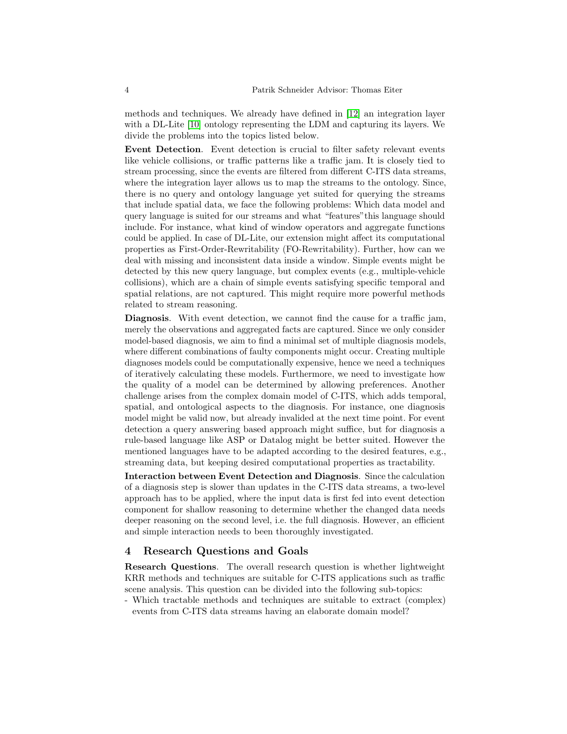methods and techniques. We already have defined in [12] an integration layer with a DL-Lite [10] ontology representing the LDM and capturing its layers. We divide the problems into the topics listed below.

**Event Detection**. Event detection is crucial to filter safety relevant events like vehicle collisions, or traffic patterns like a traffic jam. It is closely tied to stream processing, since the events are filtered from different C-ITS data streams, where the integration layer allows us to map the streams to the ontology. Since, there is no query and ontology language yet suited for querying the streams that include spatial data, we face the following problems: Which data model and query language is suited for our streams and what "features"this language should include. For instance, what kind of window operators and aggregate functions could be applied. In case of DL-Lite, our extension might affect its computational properties as First-Order-Rewritability (FO-Rewritability). Further, how can we deal with missing and inconsistent data inside a window. Simple events might be detected by this new query language, but complex events (e.g., multiple-vehicle collisions), which are a chain of simple events satisfying specific temporal and spatial relations, are not captured. This might require more powerful methods related to stream reasoning.

**Diagnosis**. With event detection, we cannot find the cause for a traffic jam, merely the observations and aggregated facts are captured. Since we only consider model-based diagnosis, we aim to find a minimal set of multiple diagnosis models, where different combinations of faulty components might occur. Creating multiple diagnoses models could be computationally expensive, hence we need a techniques of iteratively calculating these models. Furthermore, we need to investigate how the quality of a model can be determined by allowing preferences. Another challenge arises from the complex domain model of C-ITS, which adds temporal, spatial, and ontological aspects to the diagnosis. For instance, one diagnosis model might be valid now, but already invalided at the next time point. For event detection a query answering based approach might suffice, but for diagnosis a rule-based language like ASP or Datalog might be better suited. However the mentioned languages have to be adapted according to the desired features, e.g., streaming data, but keeping desired computational properties as tractability.

**Interaction between Event Detection and Diagnosis**. Since the calculation of a diagnosis step is slower than updates in the C-ITS data streams, a two-level approach has to be applied, where the input data is first fed into event detection component for shallow reasoning to determine whether the changed data needs deeper reasoning on the second level, i.e. the full diagnosis. However, an efficient and simple interaction needs to been thoroughly investigated.

## 4 Research Questions and Goals

**Research Questions**. The overall research question is whether lightweight KRR methods and techniques are suitable for C-ITS applications such as traffic scene analysis. This question can be divided into the following sub-topics:

- Which tractable methods and techniques are suitable to extract (complex) events from C-ITS data streams having an elaborate domain model?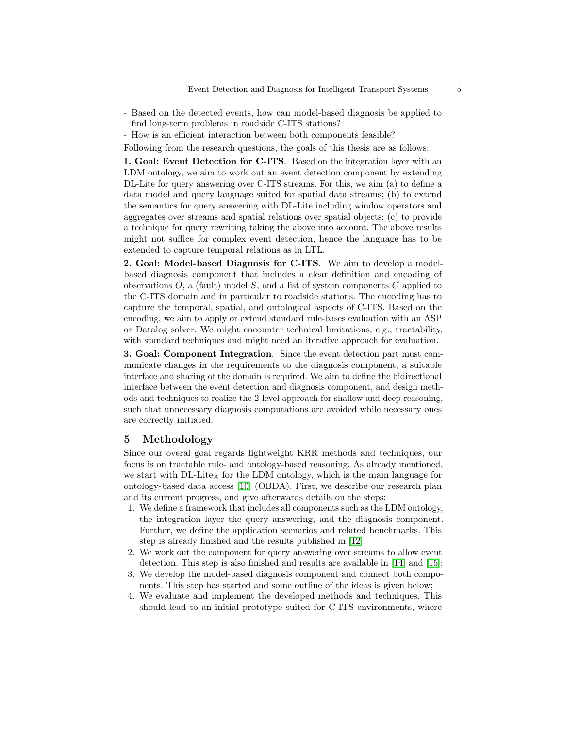- Based on the detected events, how can model-based diagnosis be applied to find long-term problems in roadside C-ITS stations?
- How is an efficient interaction between both components feasible?

Following from the research questions, the goals of this thesis are as follows:

**1. Goal: Event Detection for C-ITS**. Based on the integration layer with an LDM ontology, we aim to work out an event detection component by extending DL-Lite for query answering over C-ITS streams. For this, we aim (a) to define a data model and query language suited for spatial data streams; (b) to extend the semantics for query answering with DL-Lite including window operators and aggregates over streams and spatial relations over spatial objects; (c) to provide a technique for query rewriting taking the above into account. The above results might not suffice for complex event detection, hence the language has to be extended to capture temporal relations as in LTL.

**2. Goal: Model-based Diagnosis for C-ITS**. We aim to develop a model-based diagnosis component that includes a clear definition and encoding of observations $O$, a (fault) model $S$, and a list of system components $C$ applied to the C-ITS domain and in particular to roadside stations. The encoding has to capture the temporal, spatial, and ontological aspects of C-ITS. Based on the encoding, we aim to apply or extend standard rule-bases evaluation with an ASP or Datalog solver. We might encounter technical limitations, e.g., tractability, with standard techniques and might need an iterative approach for evaluation.

**3. Goal: Component Integration**. Since the event detection part must communicate changes in the requirements to the diagnosis component, a suitable interface and sharing of the domain is required. We aim to define the bidirectional interface between the event detection and diagnosis component, and design methods and techniques to realize the 2-level approach for shallow and deep reasoning, such that unnecessary diagnosis computations are avoided while necessary ones are correctly initiated.

## 5 Methodology

Since our overal goal regards lightweight KRR methods and techniques, our focus is on tractable rule- and ontology-based reasoning. As already mentioned, we start with DL-Lite$_A$ for the LDM ontology, which is the main language for ontology-based data access [10] (OBDA). First, we describe our research plan and its current progress, and give afterwards details on the steps:

1. We define a framework that includes all components such as the LDM ontology, the integration layer the query answering, and the diagnosis component. Further, we define the application scenarios and related benchmarks. This step is already finished and the results published in [12];
2. We work out the component for query answering over streams to allow event detection. This step is also finished and results are available in [14] and [15];
3. We develop the model-based diagnosis component and connect both components. This step has started and some outline of the ideas is given below;
4. We evaluate and implement the developed methods and techniques. This should lead to an initial prototype suited for C-ITS environments, where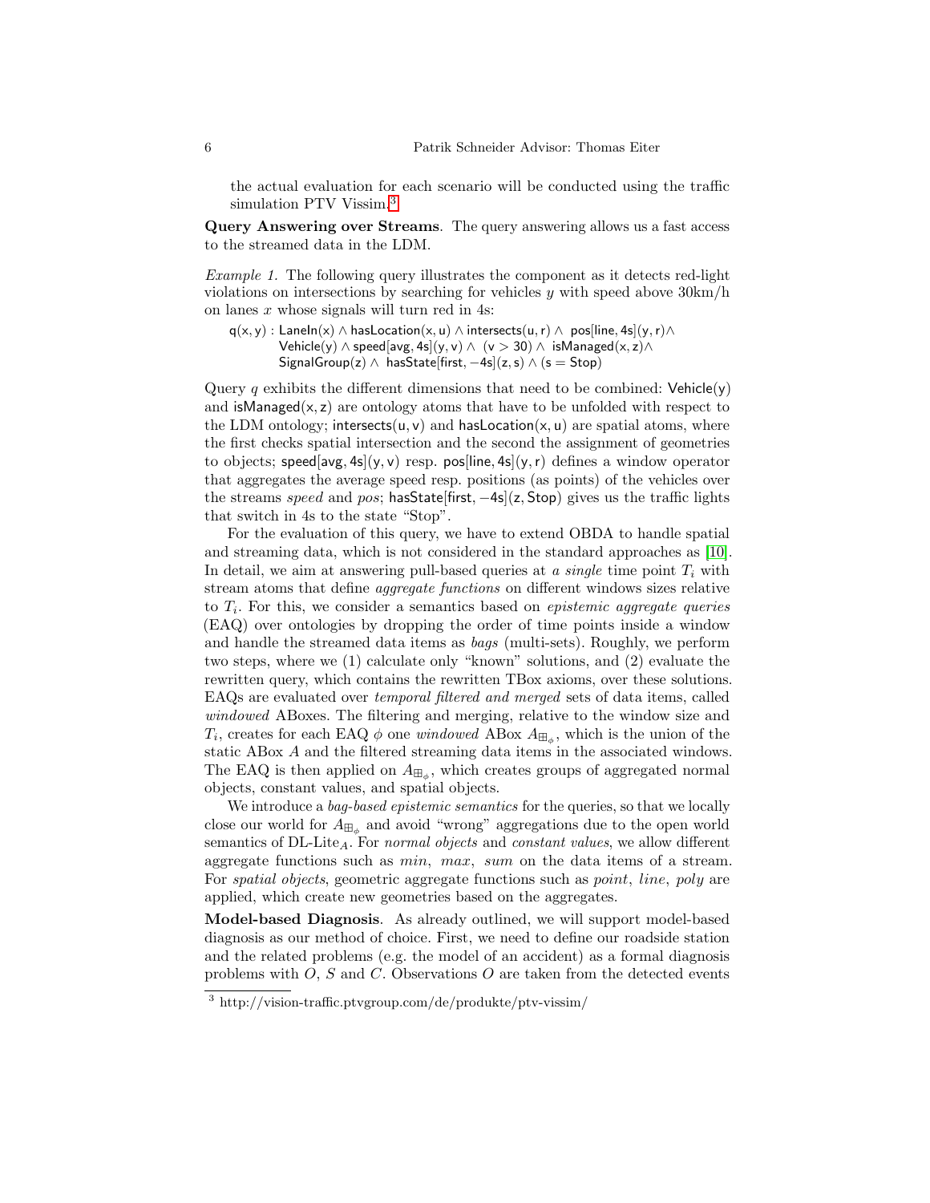the actual evaluation for each scenario will be conducted using the traffic simulation PTV Vissim.[3]

**Query Answering over Streams**. The query answering allows us a fast access to the streamed data in the LDM.

*Example 1.* The following query illustrates the component as it detects red-light violations on intersections by searching for vehicles $y$ with speed above 30km/h on lanes $x$ whose signals will turn red in 4s:

$$
\begin{aligned}
\mathsf{q(x,y)} : \;& \mathsf{LaneIn(x)} \wedge \mathsf{hasLocation(x,u)} \wedge \mathsf{intersects(u,r)} \wedge\; \mathsf{pos[line,4s](y,r)} \wedge \\
& \mathsf{Vehicle(y)} \wedge \mathsf{speed[avg,4s](y,v)} \wedge\; \mathsf{(v > 30)} \wedge\; \mathsf{isManaged(x,z)} \wedge \\
& \mathsf{SignalGroup(z)} \wedge\; \mathsf{hasState[first,-4s](z,s)} \wedge \mathsf{(s = Stop)}
\end{aligned}
$$

Query $q$ exhibits the different dimensions that need to be combined: $\mathsf{Vehicle(y)}$ and $\mathsf{isManaged(x,z)}$ are ontology atoms that have to be unfolded with respect to the LDM ontology; $\mathsf{intersects(u,v)}$ and $\mathsf{hasLocation(x,u)}$ are spatial atoms, where the first checks spatial intersection and the second the assignment of geometries to objects; $\mathsf{speed[avg,4s](y,v)}$ resp. $\mathsf{pos[line,4s](y,r)}$ defines a window operator that aggregates the average speed resp. positions (as points) of the vehicles over the streams *speed* and *pos*; $\mathsf{hasState[first,-4s](z,Stop)}$ gives us the traffic lights that switch in 4s to the state "Stop".

For the evaluation of this query, we have to extend OBDA to handle spatial and streaming data, which is not considered in the standard approaches as [10]. In detail, we aim at answering pull-based queries at *a single* time point $T_i$ with stream atoms that define *aggregate functions* on different windows sizes relative to $T_i$. For this, we consider a semantics based on *epistemic aggregate queries* (EAQ) over ontologies by dropping the order of time points inside a window and handle the streamed data items as *bags* (multi-sets). Roughly, we perform two steps, where we (1) calculate only "known" solutions, and (2) evaluate the rewritten query, which contains the rewritten TBox axioms, over these solutions. EAQs are evaluated over *temporal filtered and merged* sets of data items, called *windowed* ABoxes. The filtering and merging, relative to the window size and $T_i$, creates for each EAQ $\phi$ one *windowed* ABox $A_{\boxplus_\phi}$, which is the union of the static ABox $A$ and the filtered streaming data items in the associated windows. The EAQ is then applied on $A_{\boxplus_\phi}$, which creates groups of aggregated normal objects, constant values, and spatial objects.

We introduce a *bag-based epistemic semantics* for the queries, so that we locally close our world for $A_{\boxplus_\phi}$ and avoid "wrong" aggregations due to the open world semantics of DL-Lite$_A$. For *normal objects* and *constant values*, we allow different aggregate functions such as *min*, *max*, *sum* on the data items of a stream. For *spatial objects*, geometric aggregate functions such as *point*, *line*, *poly* are applied, which create new geometries based on the aggregates.

**Model-based Diagnosis**. As already outlined, we will support model-based diagnosis as our method of choice. First, we need to define our roadside station and the related problems (e.g. the model of an accident) as a formal diagnosis problems with $O$, $S$ and $C$. Observations $O$ are taken from the detected events

[3] http://vision-traffic.ptvgroup.com/de/produkte/ptv-vissim/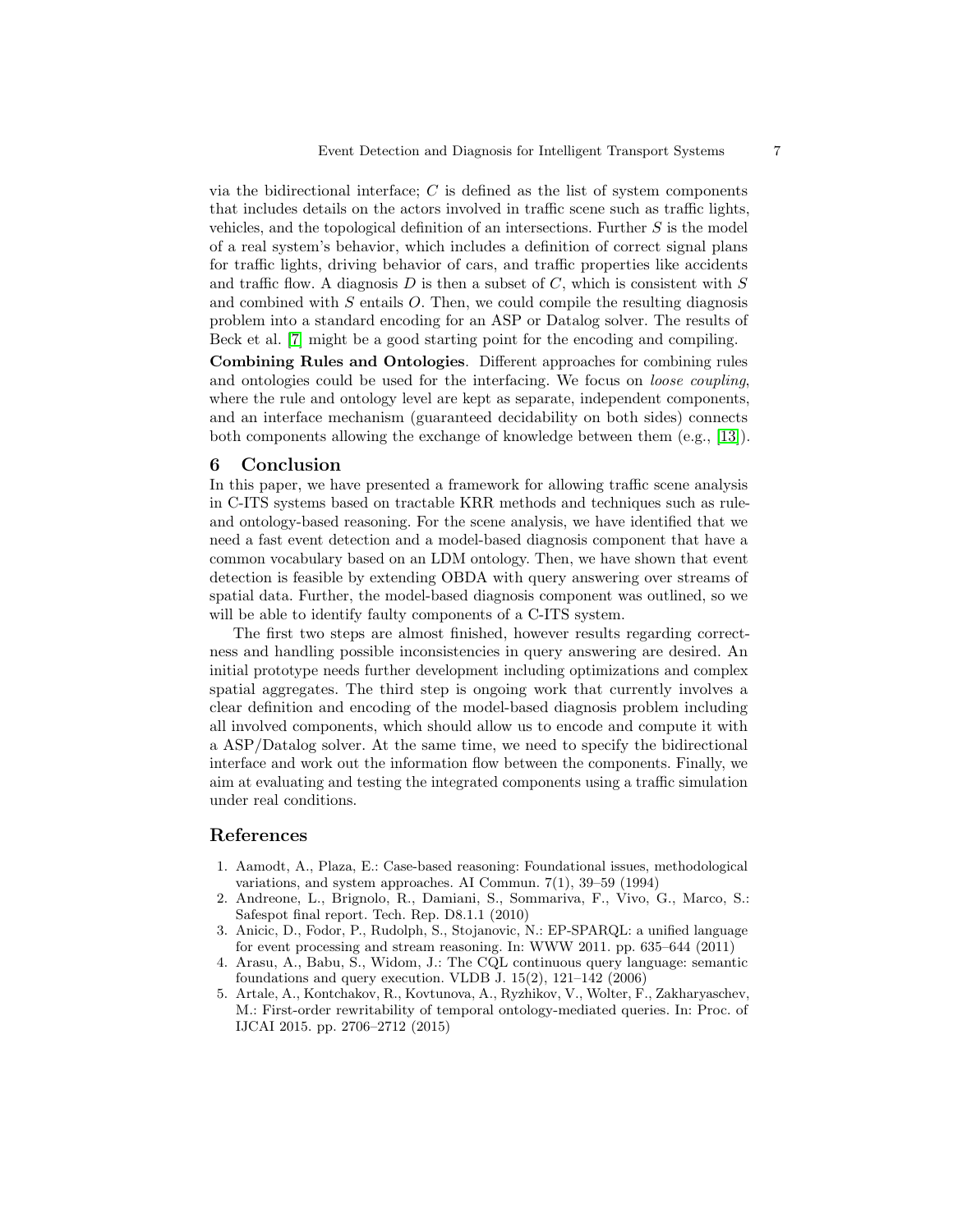via the bidirectional interface; $C$ is defined as the list of system components that includes details on the actors involved in traffic scene such as traffic lights, vehicles, and the topological definition of an intersections. Further $S$ is the model of a real system's behavior, which includes a definition of correct signal plans for traffic lights, driving behavior of cars, and traffic properties like accidents and traffic flow. A diagnosis $D$ is then a subset of $C$, which is consistent with $S$ and combined with $S$ entails $O$. Then, we could compile the resulting diagnosis problem into a standard encoding for an ASP or Datalog solver. The results of Beck et al. [7] might be a good starting point for the encoding and compiling.

**Combining Rules and Ontologies**. Different approaches for combining rules and ontologies could be used for the interfacing. We focus on *loose coupling*, where the rule and ontology level are kept as separate, independent components, and an interface mechanism (guaranteed decidability on both sides) connects both components allowing the exchange of knowledge between them (e.g., [13]).

## 6 Conclusion

In this paper, we have presented a framework for allowing traffic scene analysis in C-ITS systems based on tractable KRR methods and techniques such as rule- and ontology-based reasoning. For the scene analysis, we have identified that we need a fast event detection and a model-based diagnosis component that have a common vocabulary based on an LDM ontology. Then, we have shown that event detection is feasible by extending OBDA with query answering over streams of spatial data. Further, the model-based diagnosis component was outlined, so we will be able to identify faulty components of a C-ITS system.

The first two steps are almost finished, however results regarding correctness and handling possible inconsistencies in query answering are desired. An initial prototype needs further development including optimizations and complex spatial aggregates. The third step is ongoing work that currently involves a clear definition and encoding of the model-based diagnosis problem including all involved components, which should allow us to encode and compute it with a ASP/Datalog solver. At the same time, we need to specify the bidirectional interface and work out the information flow between the components. Finally, we aim at evaluating and testing the integrated components using a traffic simulation under real conditions.

## References

1. Aamodt, A., Plaza, E.: Case-based reasoning: Foundational issues, methodological variations, and system approaches. AI Commun. 7(1), 39–59 (1994)
2. Andreone, L., Brignolo, R., Damiani, S., Sommariva, F., Vivo, G., Marco, S.: Safespot final report. Tech. Rep. D8.1.1 (2010)
3. Anicic, D., Fodor, P., Rudolph, S., Stojanovic, N.: EP-SPARQL: a unified language for event processing and stream reasoning. In: WWW 2011. pp. 635–644 (2011)
4. Arasu, A., Babu, S., Widom, J.: The CQL continuous query language: semantic foundations and query execution. VLDB J. 15(2), 121–142 (2006)
5. Artale, A., Kontchakov, R., Kovtunova, A., Ryzhikov, V., Wolter, F., Zakharyaschev, M.: First-order rewritability of temporal ontology-mediated queries. In: Proc. of IJCAI 2015. pp. 2706–2712 (2015)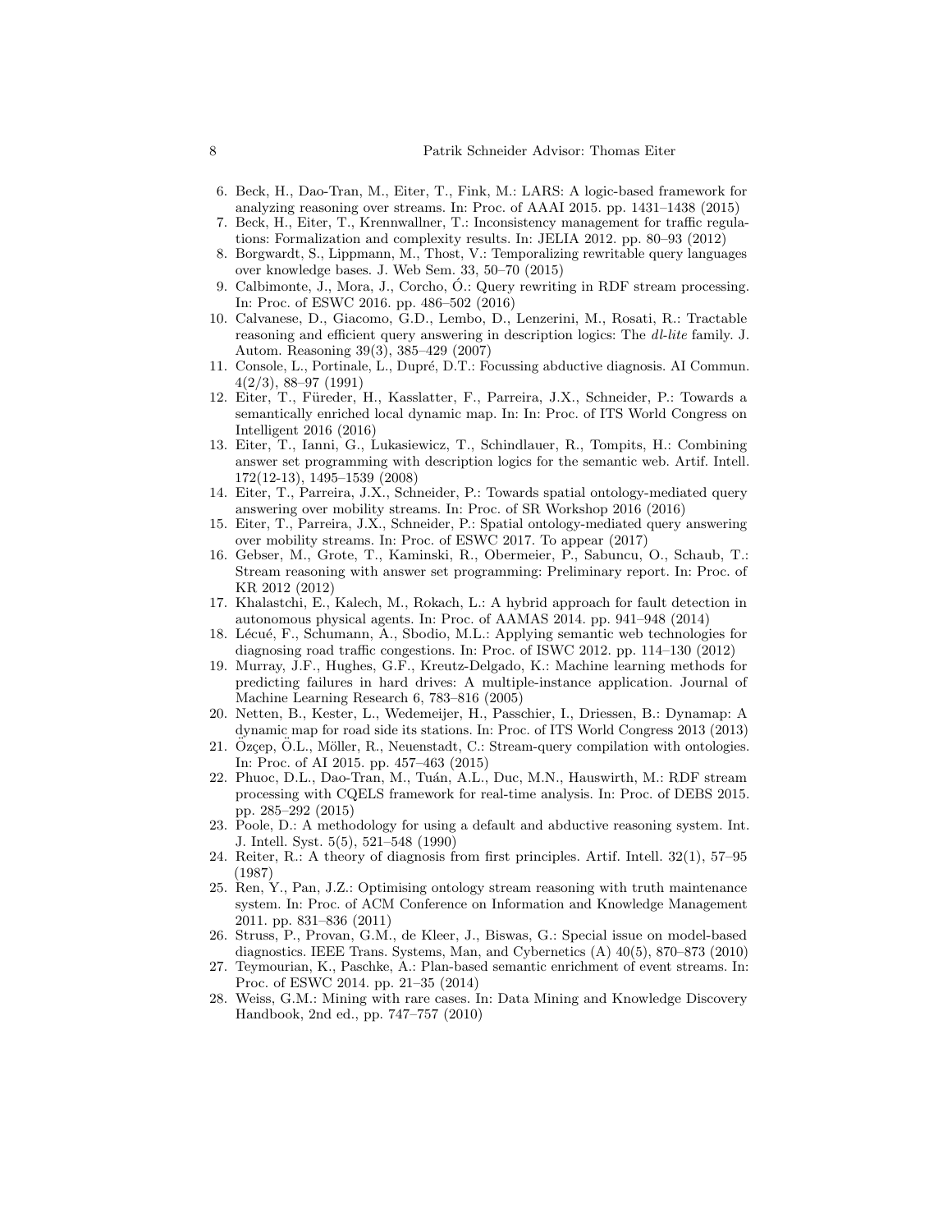6. Beck, H., Dao-Tran, M., Eiter, T., Fink, M.: LARS: A logic-based framework for analyzing reasoning over streams. In: Proc. of AAAI 2015. pp. 1431–1438 (2015)
7. Beck, H., Eiter, T., Krennwallner, T.: Inconsistency management for traffic regulations: Formalization and complexity results. In: JELIA 2012. pp. 80–93 (2012)
8. Borgwardt, S., Lippmann, M., Thost, V.: Temporalizing rewritable query languages over knowledge bases. J. Web Sem. 33, 50–70 (2015)
9. Calbimonte, J., Mora, J., Corcho, Ó.: Query rewriting in RDF stream processing. In: Proc. of ESWC 2016. pp. 486–502 (2016)
10. Calvanese, D., Giacomo, G.D., Lembo, D., Lenzerini, M., Rosati, R.: Tractable reasoning and efficient query answering in description logics: The *dl-lite* family. J. Autom. Reasoning 39(3), 385–429 (2007)
11. Console, L., Portinale, L., Dupré, D.T.: Focussing abductive diagnosis. AI Commun. 4(2/3), 88–97 (1991)
12. Eiter, T., Füreder, H., Kasslatter, F., Parreira, J.X., Schneider, P.: Towards a semantically enriched local dynamic map. In: In: Proc. of ITS World Congress on Intelligent 2016 (2016)
13. Eiter, T., Ianni, G., Lukasiewicz, T., Schindlauer, R., Tompits, H.: Combining answer set programming with description logics for the semantic web. Artif. Intell. 172(12-13), 1495–1539 (2008)
14. Eiter, T., Parreira, J.X., Schneider, P.: Towards spatial ontology-mediated query answering over mobility streams. In: Proc. of SR Workshop 2016 (2016)
15. Eiter, T., Parreira, J.X., Schneider, P.: Spatial ontology-mediated query answering over mobility streams. In: Proc. of ESWC 2017. To appear (2017)
16. Gebser, M., Grote, T., Kaminski, R., Obermeier, P., Sabuncu, O., Schaub, T.: Stream reasoning with answer set programming: Preliminary report. In: Proc. of KR 2012 (2012)
17. Khalastchi, E., Kalech, M., Rokach, L.: A hybrid approach for fault detection in autonomous physical agents. In: Proc. of AAMAS 2014. pp. 941–948 (2014)
18. Lécué, F., Schumann, A., Sbodio, M.L.: Applying semantic web technologies for diagnosing road traffic congestions. In: Proc. of ISWC 2012. pp. 114–130 (2012)
19. Murray, J.F., Hughes, G.F., Kreutz-Delgado, K.: Machine learning methods for predicting failures in hard drives: A multiple-instance application. Journal of Machine Learning Research 6, 783–816 (2005)
20. Netten, B., Kester, L., Wedemeijer, H., Passchier, I., Driessen, B.: Dynamap: A dynamic map for road side its stations. In: Proc. of ITS World Congress 2013 (2013)
21. Özçep, Ö.L., Möller, R., Neuenstadt, C.: Stream-query compilation with ontologies. In: Proc. of AI 2015. pp. 457–463 (2015)
22. Phuoc, D.L., Dao-Tran, M., Tuán, A.L., Duc, M.N., Hauswirth, M.: RDF stream processing with CQELS framework for real-time analysis. In: Proc. of DEBS 2015. pp. 285–292 (2015)
23. Poole, D.: A methodology for using a default and abductive reasoning system. Int. J. Intell. Syst. 5(5), 521–548 (1990)
24. Reiter, R.: A theory of diagnosis from first principles. Artif. Intell. 32(1), 57–95 (1987)
25. Ren, Y., Pan, J.Z.: Optimising ontology stream reasoning with truth maintenance system. In: Proc. of ACM Conference on Information and Knowledge Management 2011. pp. 831–836 (2011)
26. Struss, P., Provan, G.M., de Kleer, J., Biswas, G.: Special issue on model-based diagnostics. IEEE Trans. Systems, Man, and Cybernetics (A) 40(5), 870–873 (2010)
27. Teymourian, K., Paschke, A.: Plan-based semantic enrichment of event streams. In: Proc. of ESWC 2014. pp. 21–35 (2014)
28. Weiss, G.M.: Mining with rare cases. In: Data Mining and Knowledge Discovery Handbook, 2nd ed., pp. 747–757 (2010)